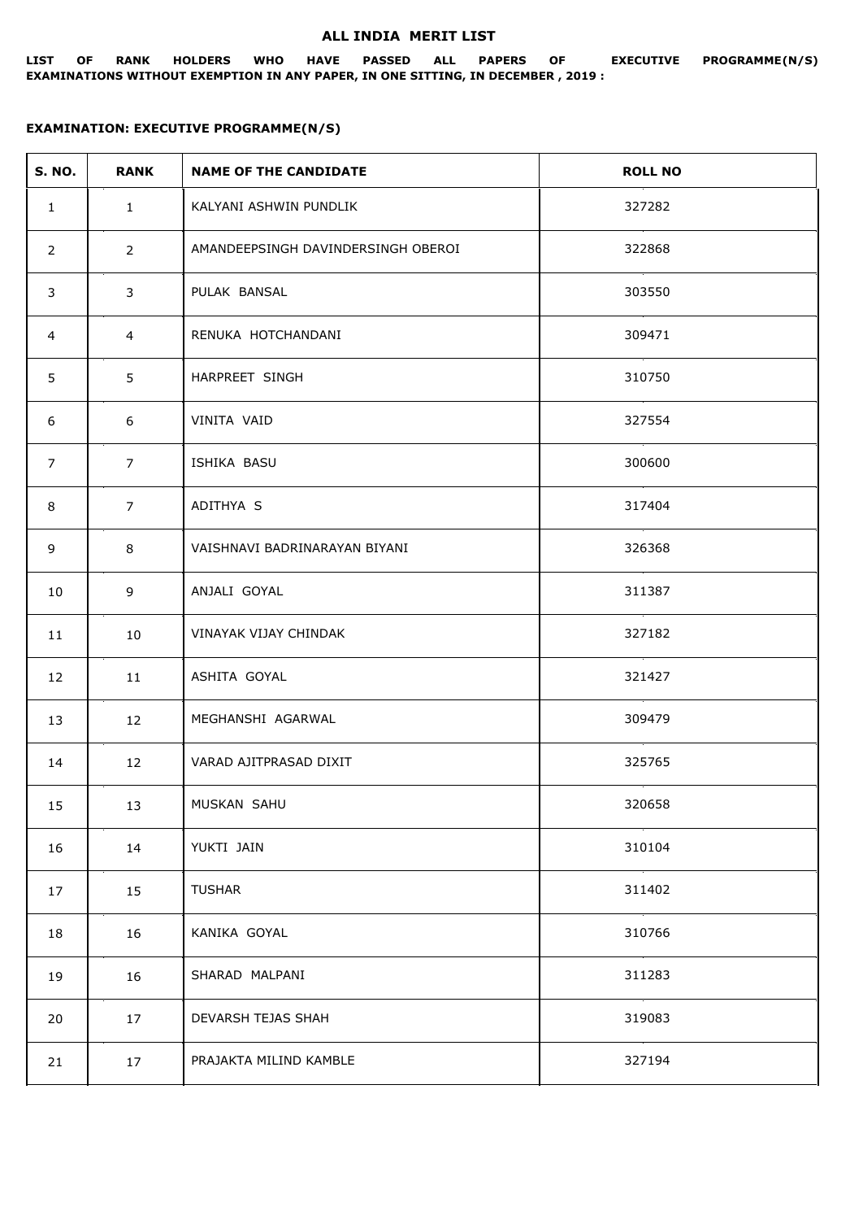# ALL INDIA MERIT LIST

**LIST OF RANK HOLDERS WHO HAVE PASSED ALL PAPERS OF EXECUTIVE PROGRAMME(N/S) EXAMINATIONS WITHOUT EXEMPTION IN ANY PAPER, IN ONE SITTING, IN DECEMBER , 2019 :**

**EXAMINATION: EXECUTIVE PROGRAMME(N/S)**

| S. NO. | RANK | NAME OF THE CANDIDATE | ROLL NO |
|---|---|---|---|
| 1 | 1 | KALYANI ASHWIN PUNDLIK | 327282 |
| 2 | 2 | AMANDEEPSINGH DAVINDERSINGH OBEROI | 322868 |
| 3 | 3 | PULAK BANSAL | 303550 |
| 4 | 4 | RENUKA HOTCHANDANI | 309471 |
| 5 | 5 | HARPREET SINGH | 310750 |
| 6 | 6 | VINITA VAID | 327554 |
| 7 | 7 | ISHIKA BASU | 300600 |
| 8 | 7 | ADITHYA S | 317404 |
| 9 | 8 | VAISHNAVI BADRINARAYAN BIYANI | 326368 |
| 10 | 9 | ANJALI GOYAL | 311387 |
| 11 | 10 | VINAYAK VIJAY CHINDAK | 327182 |
| 12 | 11 | ASHITA GOYAL | 321427 |
| 13 | 12 | MEGHANSHI AGARWAL | 309479 |
| 14 | 12 | VARAD AJITPRASAD DIXIT | 325765 |
| 15 | 13 | MUSKAN SAHU | 320658 |
| 16 | 14 | YUKTI JAIN | 310104 |
| 17 | 15 | TUSHAR | 311402 |
| 18 | 16 | KANIKA GOYAL | 310766 |
| 19 | 16 | SHARAD MALPANI | 311283 |
| 20 | 17 | DEVARSH TEJAS SHAH | 319083 |
| 21 | 17 | PRAJAKTA MILIND KAMBLE | 327194 |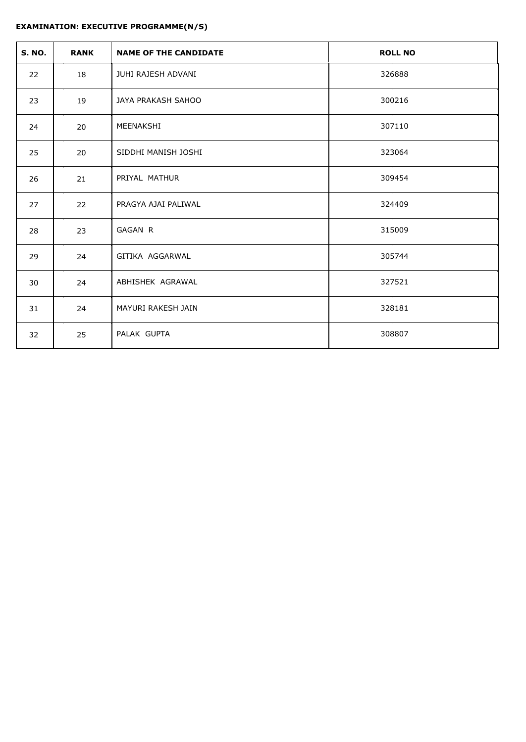**EXAMINATION: EXECUTIVE PROGRAMME(N/S)**

| S. NO. | RANK | NAME OF THE CANDIDATE | ROLL NO |
|---|---|---|---|
| 22 | 18 | JUHI RAJESH ADVANI | 326888 |
| 23 | 19 | JAYA PRAKASH SAHOO | 300216 |
| 24 | 20 | MEENAKSHI | 307110 |
| 25 | 20 | SIDDHI MANISH JOSHI | 323064 |
| 26 | 21 | PRIYAL MATHUR | 309454 |
| 27 | 22 | PRAGYA AJAI PALIWAL | 324409 |
| 28 | 23 | GAGAN R | 315009 |
| 29 | 24 | GITIKA AGGARWAL | 305744 |
| 30 | 24 | ABHISHEK AGRAWAL | 327521 |
| 31 | 24 | MAYURI RAKESH JAIN | 328181 |
| 32 | 25 | PALAK GUPTA | 308807 |